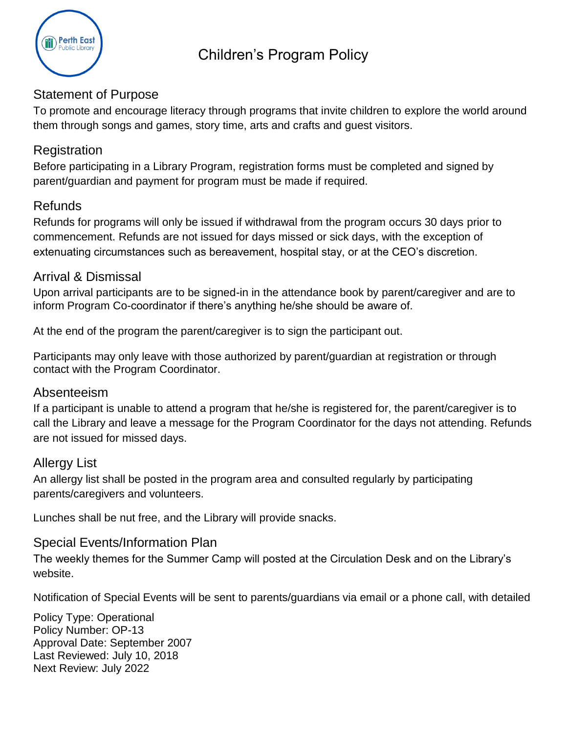# Children's Program Policy

## Statement of Purpose

To promote and encourage literacy through programs that invite children to explore the world around them through songs and games, story time, arts and crafts and guest visitors.

## Registration

Before participating in a Library Program, registration forms must be completed and signed by parent/guardian and payment for program must be made if required.

## Refunds

Refunds for programs will only be issued if withdrawal from the program occurs 30 days prior to commencement. Refunds are not issued for days missed or sick days, with the exception of extenuating circumstances such as bereavement, hospital stay, or at the CEO's discretion.

## Arrival & Dismissal

Upon arrival participants are to be signed-in in the attendance book by parent/caregiver and are to inform Program Co-coordinator if there's anything he/she should be aware of.

At the end of the program the parent/caregiver is to sign the participant out.

Participants may only leave with those authorized by parent/guardian at registration or through contact with the Program Coordinator.

## Absenteeism

If a participant is unable to attend a program that he/she is registered for, the parent/caregiver is to call the Library and leave a message for the Program Coordinator for the days not attending. Refunds are not issued for missed days.

## Allergy List

An allergy list shall be posted in the program area and consulted regularly by participating parents/caregivers and volunteers.

Lunches shall be nut free, and the Library will provide snacks.

## Special Events/Information Plan

The weekly themes for the Summer Camp will posted at the Circulation Desk and on the Library's website.

Notification of Special Events will be sent to parents/guardians via email or a phone call, with detailed

Policy Type: Operational
Policy Number: OP-13
Approval Date: September 2007
Last Reviewed: July 10, 2018
Next Review: July 2022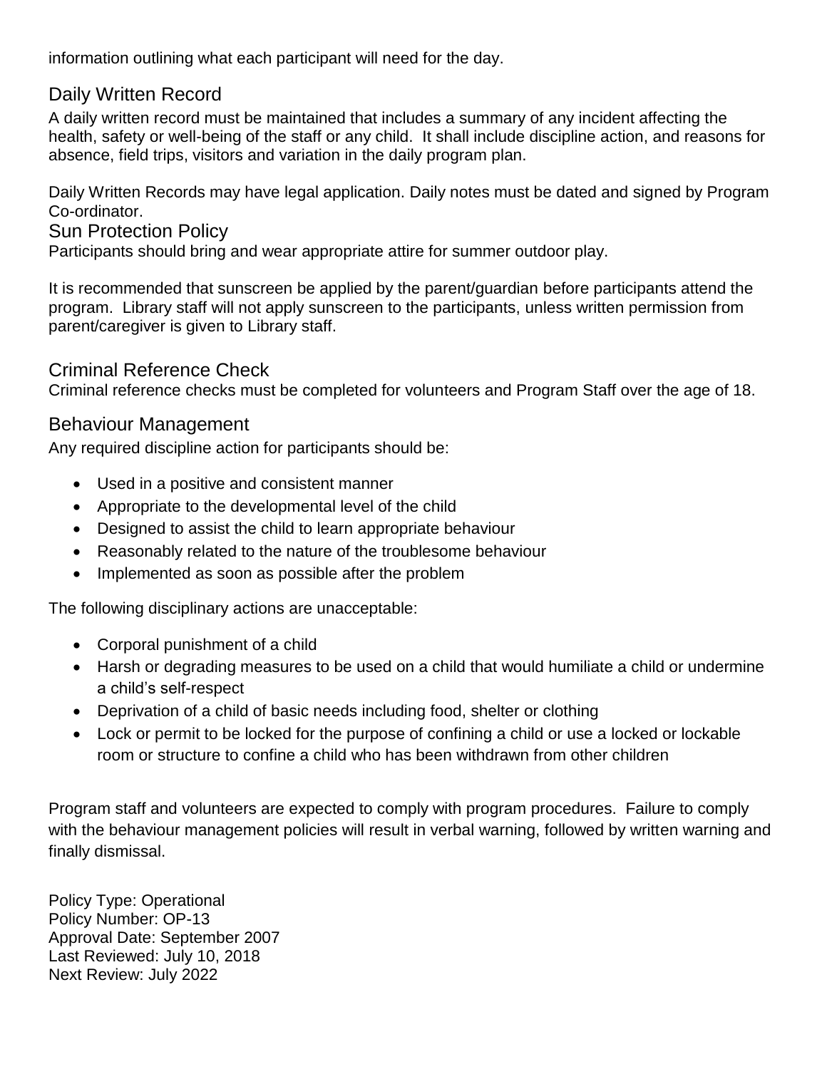information outlining what each participant will need for the day.

## Daily Written Record

A daily written record must be maintained that includes a summary of any incident affecting the health, safety or well-being of the staff or any child. It shall include discipline action, and reasons for absence, field trips, visitors and variation in the daily program plan.

Daily Written Records may have legal application. Daily notes must be dated and signed by Program Co-ordinator.

## Sun Protection Policy

Participants should bring and wear appropriate attire for summer outdoor play.

It is recommended that sunscreen be applied by the parent/guardian before participants attend the program. Library staff will not apply sunscreen to the participants, unless written permission from parent/caregiver is given to Library staff.

## Criminal Reference Check

Criminal reference checks must be completed for volunteers and Program Staff over the age of 18.

## Behaviour Management

Any required discipline action for participants should be:

- Used in a positive and consistent manner
- Appropriate to the developmental level of the child
- Designed to assist the child to learn appropriate behaviour
- Reasonably related to the nature of the troublesome behaviour
- Implemented as soon as possible after the problem

The following disciplinary actions are unacceptable:

- Corporal punishment of a child
- Harsh or degrading measures to be used on a child that would humiliate a child or undermine a child's self-respect
- Deprivation of a child of basic needs including food, shelter or clothing
- Lock or permit to be locked for the purpose of confining a child or use a locked or lockable room or structure to confine a child who has been withdrawn from other children

Program staff and volunteers are expected to comply with program procedures. Failure to comply with the behaviour management policies will result in verbal warning, followed by written warning and finally dismissal.

Policy Type: Operational
Policy Number: OP-13
Approval Date: September 2007
Last Reviewed: July 10, 2018
Next Review: July 2022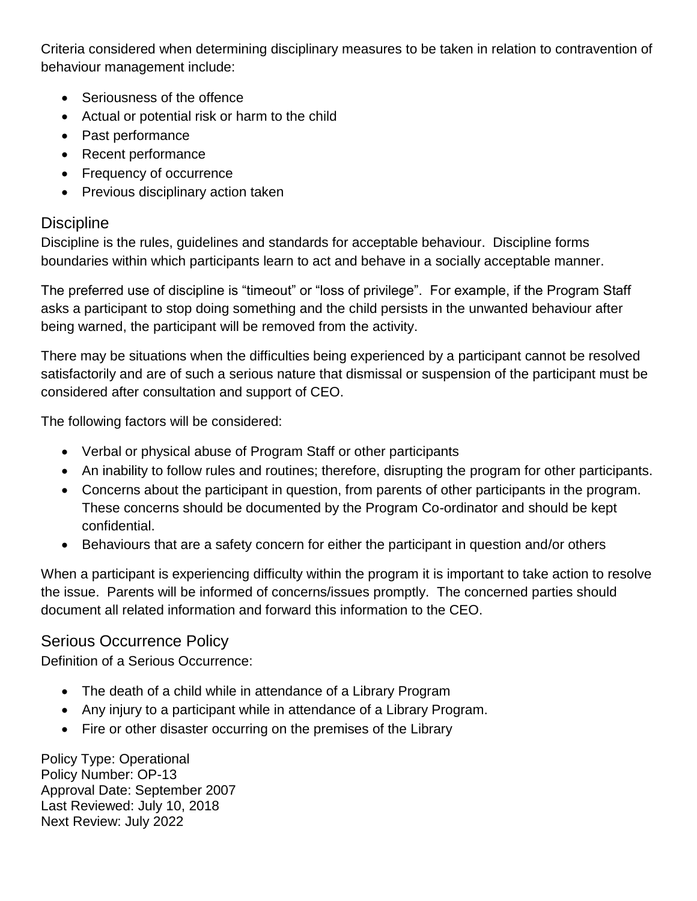Criteria considered when determining disciplinary measures to be taken in relation to contravention of behaviour management include:

- Seriousness of the offence
- Actual or potential risk or harm to the child
- Past performance
- Recent performance
- Frequency of occurrence
- Previous disciplinary action taken

## Discipline

Discipline is the rules, guidelines and standards for acceptable behaviour. Discipline forms boundaries within which participants learn to act and behave in a socially acceptable manner.

The preferred use of discipline is "timeout" or "loss of privilege". For example, if the Program Staff asks a participant to stop doing something and the child persists in the unwanted behaviour after being warned, the participant will be removed from the activity.

There may be situations when the difficulties being experienced by a participant cannot be resolved satisfactorily and are of such a serious nature that dismissal or suspension of the participant must be considered after consultation and support of CEO.

The following factors will be considered:

- Verbal or physical abuse of Program Staff or other participants
- An inability to follow rules and routines; therefore, disrupting the program for other participants.
- Concerns about the participant in question, from parents of other participants in the program. These concerns should be documented by the Program Co-ordinator and should be kept confidential.
- Behaviours that are a safety concern for either the participant in question and/or others

When a participant is experiencing difficulty within the program it is important to take action to resolve the issue. Parents will be informed of concerns/issues promptly. The concerned parties should document all related information and forward this information to the CEO.

## Serious Occurrence Policy

Definition of a Serious Occurrence:

- The death of a child while in attendance of a Library Program
- Any injury to a participant while in attendance of a Library Program.
- Fire or other disaster occurring on the premises of the Library

Policy Type: Operational
Policy Number: OP-13
Approval Date: September 2007
Last Reviewed: July 10, 2018
Next Review: July 2022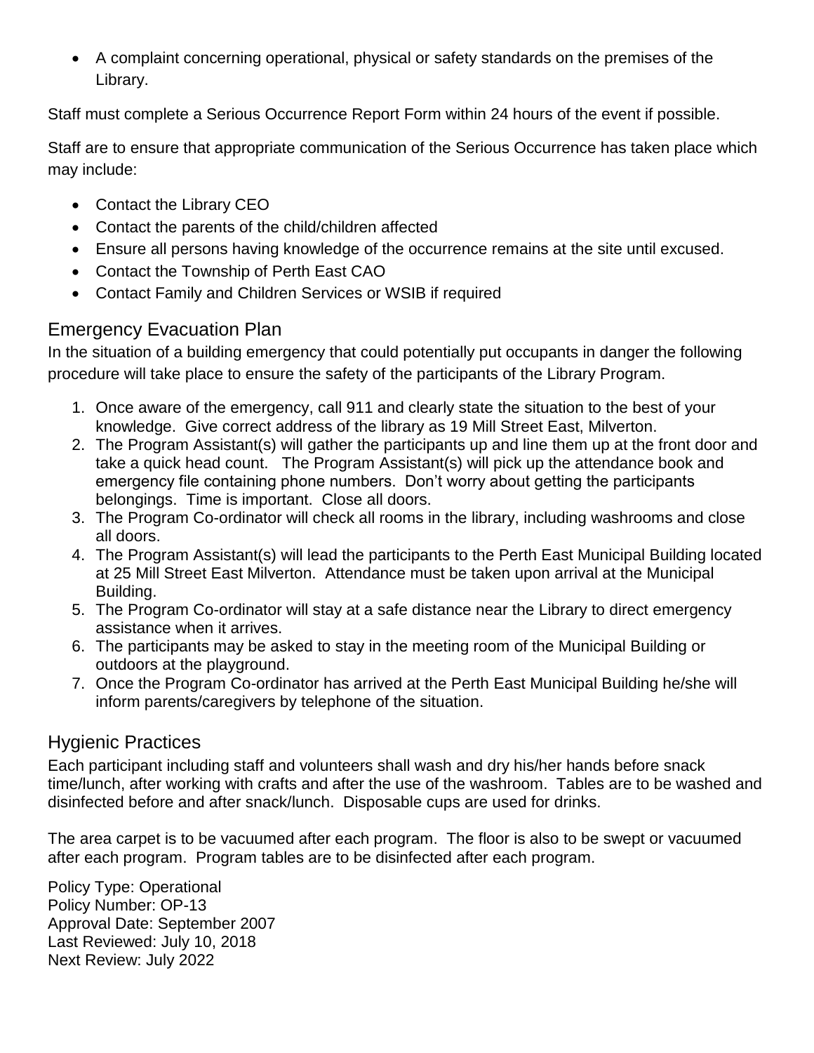- A complaint concerning operational, physical or safety standards on the premises of the Library.

Staff must complete a Serious Occurrence Report Form within 24 hours of the event if possible.

Staff are to ensure that appropriate communication of the Serious Occurrence has taken place which may include:

- Contact the Library CEO
- Contact the parents of the child/children affected
- Ensure all persons having knowledge of the occurrence remains at the site until excused.
- Contact the Township of Perth East CAO
- Contact Family and Children Services or WSIB if required

## Emergency Evacuation Plan

In the situation of a building emergency that could potentially put occupants in danger the following procedure will take place to ensure the safety of the participants of the Library Program.

1. Once aware of the emergency, call 911 and clearly state the situation to the best of your knowledge. Give correct address of the library as 19 Mill Street East, Milverton.
2. The Program Assistant(s) will gather the participants up and line them up at the front door and take a quick head count. The Program Assistant(s) will pick up the attendance book and emergency file containing phone numbers. Don't worry about getting the participants belongings. Time is important. Close all doors.
3. The Program Co-ordinator will check all rooms in the library, including washrooms and close all doors.
4. The Program Assistant(s) will lead the participants to the Perth East Municipal Building located at 25 Mill Street East Milverton. Attendance must be taken upon arrival at the Municipal Building.
5. The Program Co-ordinator will stay at a safe distance near the Library to direct emergency assistance when it arrives.
6. The participants may be asked to stay in the meeting room of the Municipal Building or outdoors at the playground.
7. Once the Program Co-ordinator has arrived at the Perth East Municipal Building he/she will inform parents/caregivers by telephone of the situation.

## Hygienic Practices

Each participant including staff and volunteers shall wash and dry his/her hands before snack time/lunch, after working with crafts and after the use of the washroom. Tables are to be washed and disinfected before and after snack/lunch. Disposable cups are used for drinks.

The area carpet is to be vacuumed after each program. The floor is also to be swept or vacuumed after each program. Program tables are to be disinfected after each program.

Policy Type: Operational
Policy Number: OP-13
Approval Date: September 2007
Last Reviewed: July 10, 2018
Next Review: July 2022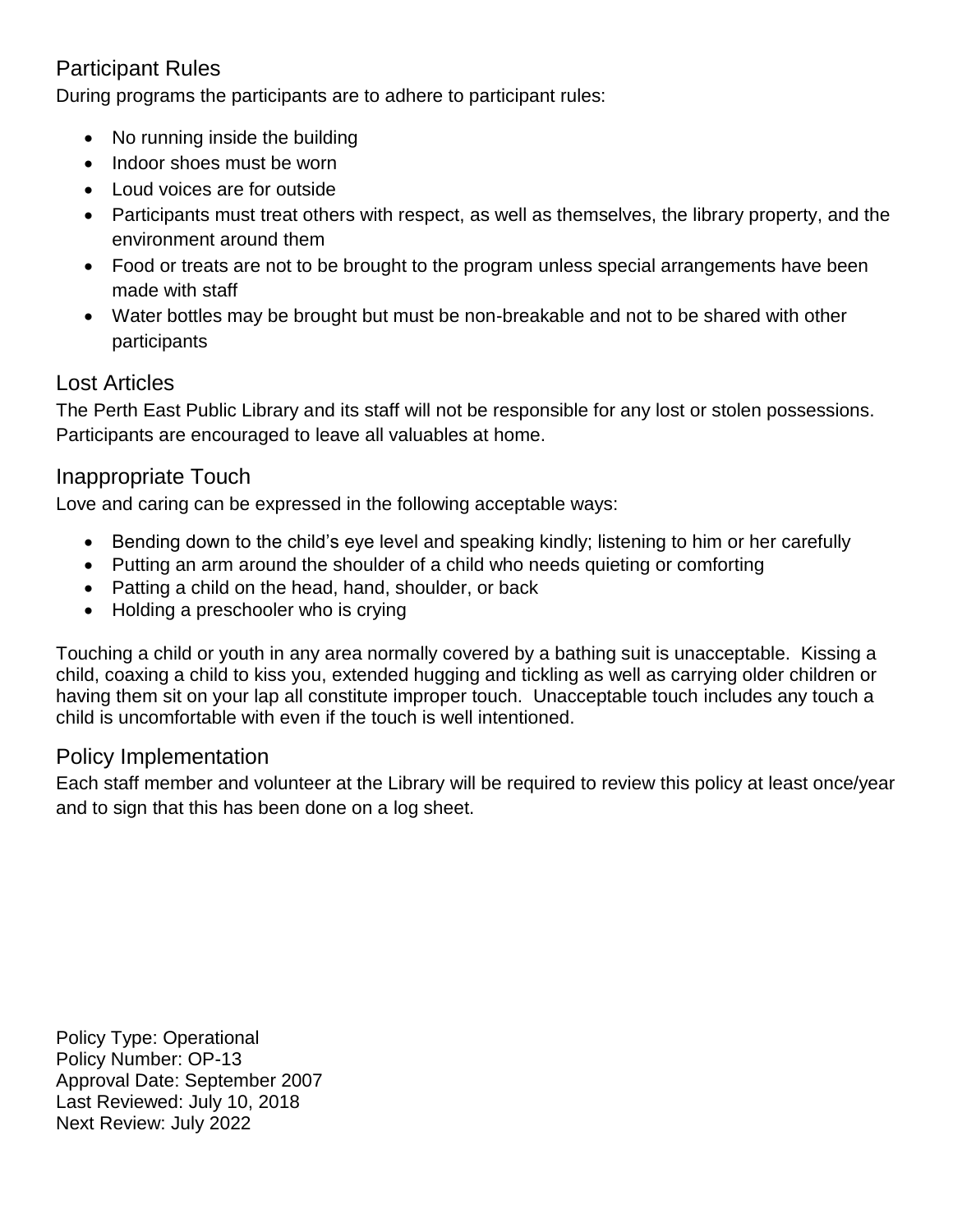## Participant Rules

During programs the participants are to adhere to participant rules:

- No running inside the building
- Indoor shoes must be worn
- Loud voices are for outside
- Participants must treat others with respect, as well as themselves, the library property, and the environment around them
- Food or treats are not to be brought to the program unless special arrangements have been made with staff
- Water bottles may be brought but must be non-breakable and not to be shared with other participants

## Lost Articles

The Perth East Public Library and its staff will not be responsible for any lost or stolen possessions. Participants are encouraged to leave all valuables at home.

## Inappropriate Touch

Love and caring can be expressed in the following acceptable ways:

- Bending down to the child's eye level and speaking kindly; listening to him or her carefully
- Putting an arm around the shoulder of a child who needs quieting or comforting
- Patting a child on the head, hand, shoulder, or back
- Holding a preschooler who is crying

Touching a child or youth in any area normally covered by a bathing suit is unacceptable. Kissing a child, coaxing a child to kiss you, extended hugging and tickling as well as carrying older children or having them sit on your lap all constitute improper touch. Unacceptable touch includes any touch a child is uncomfortable with even if the touch is well intentioned.

## Policy Implementation

Each staff member and volunteer at the Library will be required to review this policy at least once/year and to sign that this has been done on a log sheet.

Policy Type: Operational
Policy Number: OP-13
Approval Date: September 2007
Last Reviewed: July 10, 2018
Next Review: July 2022